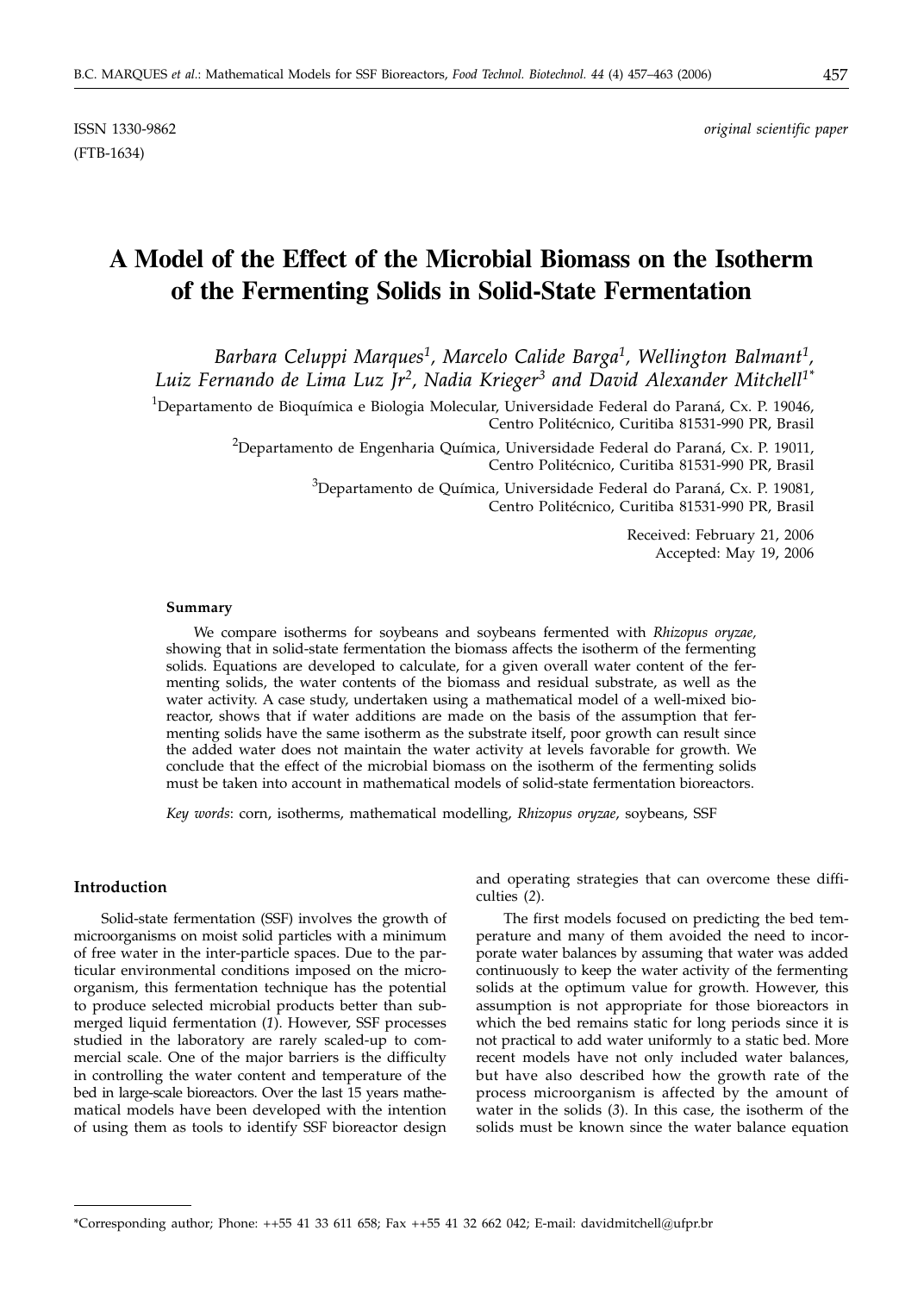ISSN 1330-9862 *original scientific paper*
(FTB-1634)

# A Model of the Effect of the Microbial Biomass on the Isotherm of the Fermenting Solids in Solid-State Fermentation

*Barbara Celuppi Marques[1], Marcelo Calide Barga[1], Wellington Balmant[1], Luiz Fernando de Lima Luz Jr[2], Nadia Krieger[3] and David Alexander Mitchell[1*]*

[1]Departamento de Bioquímica e Biologia Molecular, Universidade Federal do Paraná, Cx. P. 19046, Centro Politécnico, Curitiba 81531-990 PR, Brasil

[2]Departamento de Engenharia Química, Universidade Federal do Paraná, Cx. P. 19011, Centro Politécnico, Curitiba 81531-990 PR, Brasil

[3]Departamento de Química, Universidade Federal do Paraná, Cx. P. 19081, Centro Politécnico, Curitiba 81531-990 PR, Brasil

Received: February 21, 2006
Accepted: May 19, 2006

#### Summary

We compare isotherms for soybeans and soybeans fermented with *Rhizopus oryzae*, showing that in solid-state fermentation the biomass affects the isotherm of the fermenting solids. Equations are developed to calculate, for a given overall water content of the fermenting solids, the water contents of the biomass and residual substrate, as well as the water activity. A case study, undertaken using a mathematical model of a well-mixed bioreactor, shows that if water additions are made on the basis of the assumption that fermenting solids have the same isotherm as the substrate itself, poor growth can result since the added water does not maintain the water activity at levels favorable for growth. We conclude that the effect of the microbial biomass on the isotherm of the fermenting solids must be taken into account in mathematical models of solid-state fermentation bioreactors.

*Key words*: corn, isotherms, mathematical modelling, *Rhizopus oryzae*, soybeans, SSF

## Introduction

Solid-state fermentation (SSF) involves the growth of microorganisms on moist solid particles with a minimum of free water in the inter-particle spaces. Due to the particular environmental conditions imposed on the microorganism, this fermentation technique has the potential to produce selected microbial products better than submerged liquid fermentation (*1*). However, SSF processes studied in the laboratory are rarely scaled-up to commercial scale. One of the major barriers is the difficulty in controlling the water content and temperature of the bed in large-scale bioreactors. Over the last 15 years mathematical models have been developed with the intention of using them as tools to identify SSF bioreactor design and operating strategies that can overcome these difficulties (*2*).

The first models focused on predicting the bed temperature and many of them avoided the need to incorporate water balances by assuming that water was added continuously to keep the water activity of the fermenting solids at the optimum value for growth. However, this assumption is not appropriate for those bioreactors in which the bed remains static for long periods since it is not practical to add water uniformly to a static bed. More recent models have not only included water balances, but have also described how the growth rate of the process microorganism is affected by the amount of water in the solids (*3*). In this case, the isotherm of the solids must be known since the water balance equation

*Corresponding author; Phone: ++55 41 33 611 658; Fax ++55 41 32 662 042; E-mail: davidmitchell@ufpr.br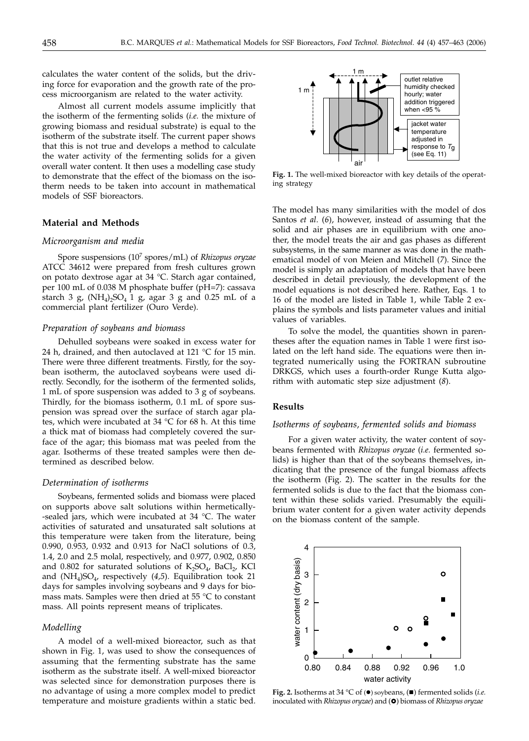calculates the water content of the solids, but the driving force for evaporation and the growth rate of the process microorganism are related to the water activity.

Almost all current models assume implicitly that the isotherm of the fermenting solids (*i.e.* the mixture of growing biomass and residual substrate) is equal to the isotherm of the substrate itself. The current paper shows that this is not true and develops a method to calculate the water activity of the fermenting solids for a given overall water content. It then uses a modelling case study to demonstrate that the effect of the biomass on the isotherm needs to be taken into account in mathematical models of SSF bioreactors.

## Material and Methods

### *Microorganism and media*

Spore suspensions ($10^7$ spores/mL) of *Rhizopus oryzae* ATCC 34612 were prepared from fresh cultures grown on potato dextrose agar at 34 °C. Starch agar contained, per 100 mL of 0.038 M phosphate buffer (pH=7): cassava starch 3 g, $(NH_4)_2SO_4$ 1 g, agar 3 g and 0.25 mL of a commercial plant fertilizer (Ouro Verde).

### *Preparation of soybeans and biomass*

Dehulled soybeans were soaked in excess water for 24 h, drained, and then autoclaved at 121 °C for 15 min. There were three different treatments. Firstly, for the soybean isotherm, the autoclaved soybeans were used directly. Secondly, for the isotherm of the fermented solids, 1 mL of spore suspension was added to 3 g of soybeans. Thirdly, for the biomass isotherm, 0.1 mL of spore suspension was spread over the surface of starch agar plates, which were incubated at 34 °C for 68 h. At this time a thick mat of biomass had completely covered the surface of the agar; this biomass mat was peeled from the agar. Isotherms of these treated samples were then determined as described below.

### *Determination of isotherms*

Soybeans, fermented solids and biomass were placed on supports above salt solutions within hermetically-sealed jars, which were incubated at 34 °C. The water activities of saturated and unsaturated salt solutions at this temperature were taken from the literature, being 0.990, 0.953, 0.932 and 0.913 for NaCl solutions of 0.3, 1.4, 2.0 and 2.5 molal, respectively, and 0.977, 0.902, 0.850 and 0.802 for saturated solutions of $K_2SO_4$, $BaCl_2$, KCl and $(NH_4)SO_4$, respectively (*4,5*). Equilibration took 21 days for samples involving soybeans and 9 days for biomass mats. Samples were then dried at 55 °C to constant mass. All points represent means of triplicates.

### *Modelling*

A model of a well-mixed bioreactor, such as that shown in Fig. 1, was used to show the consequences of assuming that the fermenting substrate has the same isotherm as the substrate itself. A well-mixed bioreactor was selected since for demonstration purposes there is no advantage of using a more complex model to predict temperature and moisture gradients within a static bed. The model has many similarities with the model of dos Santos *et al*. (*6*), however, instead of assuming that the solid and air phases are in equilibrium with one another, the model treats the air and gas phases as different subsystems, in the same manner as was done in the mathematical model of von Meien and Mitchell (*7*). Since the model is simply an adaptation of models that have been described in detail previously, the development of the model equations is not described here. Rather, Eqs. 1 to 16 of the model are listed in Table 1, while Table 2 explains the symbols and lists parameter values and initial values of variables.

**Fig. 1.** The well-mixed bioreactor with key details of the operating strategy

To solve the model, the quantities shown in parentheses after the equation names in Table 1 were first isolated on the left hand side. The equations were then integrated numerically using the FORTRAN subroutine DRKGS, which uses a fourth-order Runge Kutta algorithm with automatic step size adjustment (*8*).

## Results

### *Isotherms of soybeans, fermented solids and biomass*

For a given water activity, the water content of soybeans fermented with *Rhizopus oryzae* (*i.e.* fermented solids) is higher than that of the soybeans themselves, indicating that the presence of the fungal biomass affects the isotherm (Fig. 2). The scatter in the results for the fermented solids is due to the fact that the biomass content within these solids varied. Presumably the equilibrium water content for a given water activity depends on the biomass content of the sample.

**Fig. 2.** Isotherms at 34 °C of (●) soybeans, (■) fermented solids (*i.e.* inoculated with *Rhizopus oryzae*) and (○) biomass of *Rhizopus oryzae*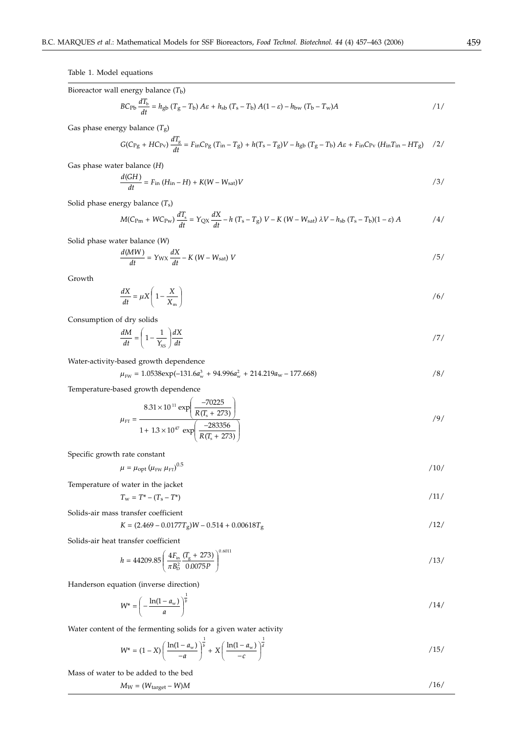Table 1. Model equations

Bioreactor wall energy balance ($T_b$)

$$BC_{Pb}\frac{dT_b}{dt} = h_{gb}(T_g - T_b)A\varepsilon + h_{sb}(T_s - T_b)A(1-\varepsilon) - h_{bw}(T_b - T_w)A \qquad /1/$$

Gas phase energy balance ($T_g$)

$$G(C_{Pg} + HC_{Pv})\frac{dT_g}{dt} = F_{in}C_{Pg}(T_{in} - T_g) + h(T_s - T_g)V - h_{gb}(T_g - T_b)A\varepsilon + F_{in}C_{Pv}(H_{in}T_{in} - HT_g) \qquad /2/$$

Gas phase water balance ($H$)

$$\frac{d(GH)}{dt} = F_{in}(H_{in} - H) + K(W - W_{sat})V \qquad /3/$$

Solid phase energy balance ($T_s$)

$$M(C_{Pm} + WC_{Pw})\frac{dT_s}{dt} = Y_{QX}\frac{dX}{dt} - h(T_s - T_g)V - K(W - W_{sat})\lambda V - h_{sb}(T_s - T_b)(1-\varepsilon)A \qquad /4/$$

Solid phase water balance ($W$)

$$\frac{d(MW)}{dt} = Y_{WX}\frac{dX}{dt} - K(W - W_{sat})V \qquad /5/$$

Growth

$$\frac{dX}{dt} = \mu X\left(1 - \frac{X}{X_m}\right) \qquad /6/$$

Consumption of dry solids

$$\frac{dM}{dt} = \left(1 - \frac{1}{Y_{XS}}\right)\frac{dX}{dt} \qquad /7/$$

Water-activity-based growth dependence

$$\mu_{FW} = 1.0538\exp(-131.6a_w^3 + 94.996a_w^2 + 214.219a_w - 177.668) \qquad /8/$$

Temperature-based growth dependence

$$\mu_{FT} = \frac{8.31\times10^{11}\exp\left(\dfrac{-70225}{R(T_s+273)}\right)}{1 + 1.3\times10^{47}\exp\left(\dfrac{-283356}{R(T_s+273)}\right)} \qquad /9/$$

Specific growth rate constant

$$\mu = \mu_{opt}(\mu_{FW}\,\mu_{FT})^{0.5} \qquad /10/$$

Temperature of water in the jacket

$$T_w = T^* - (T_s - T^*) \qquad /11/$$

Solids-air mass transfer coefficient

$$K = (2.469 - 0.0177T_g)W - 0.514 + 0.00618T_g \qquad /12/$$

Solids-air heat transfer coefficient

$$h = 44209.85\left(\frac{4F_{in}}{\pi B_D^2}\frac{(T_g+273)}{0.0075P}\right)^{0.6011} \qquad /13/$$

Handerson equation (inverse direction)

$$W^* = \left(-\frac{\ln(1-a_w)}{a}\right)^{\frac{1}{b}} \qquad /14/$$

Water content of the fermenting solids for a given water activity

$$W^* = (1-X)\left(\frac{\ln(1-a_w)}{-a}\right)^{\frac{1}{b}} + X\left(\frac{\ln(1-a_w)}{-c}\right)^{\frac{1}{d}} \qquad /15/$$

Mass of water to be added to the bed

$$M_W = (W_{target} - W)M \qquad /16/$$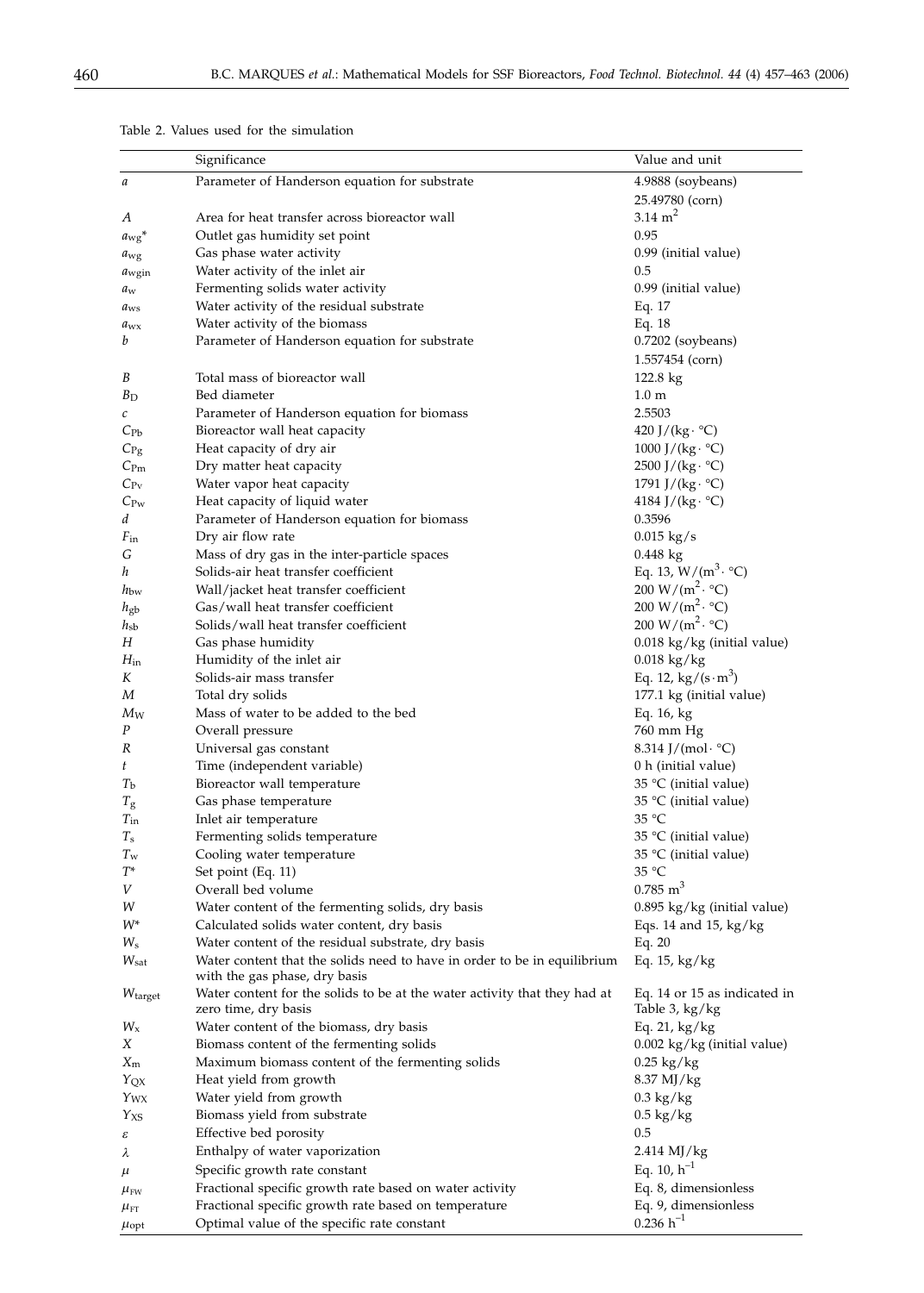Table 2. Values used for the simulation

| | Significance | Value and unit |
|---|---|---|
| $a$ | Parameter of Handerson equation for substrate | 4.9888 (soybeans)<br>25.49780 (corn) |
| $A$ | Area for heat transfer across bioreactor wall | 3.14 $m^2$ |
| $a_{wg}$* | Outlet gas humidity set point | 0.95 |
| $a_{wg}$ | Gas phase water activity | 0.99 (initial value) |
| $a_{wgin}$ | Water activity of the inlet air | 0.5 |
| $a_w$ | Fermenting solids water activity | 0.99 (initial value) |
| $a_{ws}$ | Water activity of the residual substrate | Eq. 17 |
| $a_{wx}$ | Water activity of the biomass | Eq. 18 |
| $b$ | Parameter of Handerson equation for substrate | 0.7202 (soybeans)<br>1.557454 (corn) |
| $B$ | Total mass of bioreactor wall | 122.8 kg |
| $B_D$ | Bed diameter | 1.0 m |
| $c$ | Parameter of Handerson equation for biomass | 2.5503 |
| $C_{Pb}$ | Bioreactor wall heat capacity | 420 J/(kg · °C) |
| $C_{Pg}$ | Heat capacity of dry air | 1000 J/(kg · °C) |
| $C_{Pm}$ | Dry matter heat capacity | 2500 J/(kg · °C) |
| $C_{Pv}$ | Water vapor heat capacity | 1791 J/(kg · °C) |
| $C_{Pw}$ | Heat capacity of liquid water | 4184 J/(kg · °C) |
| $d$ | Parameter of Handerson equation for biomass | 0.3596 |
| $F_{in}$ | Dry air flow rate | 0.015 kg/s |
| $G$ | Mass of dry gas in the inter-particle spaces | 0.448 kg |
| $h$ | Solids-air heat transfer coefficient | Eq. 13, W/($m^3$ · °C) |
| $h_{bw}$ | Wall/jacket heat transfer coefficient | 200 W/($m^2$ · °C) |
| $h_{gb}$ | Gas/wall heat transfer coefficient | 200 W/($m^2$ · °C) |
| $h_{sb}$ | Solids/wall heat transfer coefficient | 200 W/($m^2$ · °C) |
| $H$ | Gas phase humidity | 0.018 kg/kg (initial value) |
| $H_{in}$ | Humidity of the inlet air | 0.018 kg/kg |
| $K$ | Solids-air mass transfer | Eq. 12, kg/(s·$m^3$) |
| $M$ | Total dry solids | 177.1 kg (initial value) |
| $M_W$ | Mass of water to be added to the bed | Eq. 16, kg |
| $P$ | Overall pressure | 760 mm Hg |
| $R$ | Universal gas constant | 8.314 J/(mol · °C) |
| $t$ | Time (independent variable) | 0 h (initial value) |
| $T_b$ | Bioreactor wall temperature | 35 °C (initial value) |
| $T_g$ | Gas phase temperature | 35 °C (initial value) |
| $T_{in}$ | Inlet air temperature | 35 °C |
| $T_s$ | Fermenting solids temperature | 35 °C (initial value) |
| $T_w$ | Cooling water temperature | 35 °C (initial value) |
| $T$* | Set point (Eq. 11) | 35 °C |
| $V$ | Overall bed volume | 0.785 $m^3$ |
| $W$ | Water content of the fermenting solids, dry basis | 0.895 kg/kg (initial value) |
| $W$* | Calculated solids water content, dry basis | Eqs. 14 and 15, kg/kg |
| $W_s$ | Water content of the residual substrate, dry basis | Eq. 20 |
| $W_{sat}$ | Water content that the solids need to have in order to be in equilibrium with the gas phase, dry basis | Eq. 15, kg/kg |
| $W_{target}$ | Water content for the solids to be at the water activity that they had at zero time, dry basis | Eq. 14 or 15 as indicated in Table 3, kg/kg |
| $W_x$ | Water content of the biomass, dry basis | Eq. 21, kg/kg |
| $X$ | Biomass content of the fermenting solids | 0.002 kg/kg (initial value) |
| $X_m$ | Maximum biomass content of the fermenting solids | 0.25 kg/kg |
| $Y_{QX}$ | Heat yield from growth | 8.37 MJ/kg |
| $Y_{WX}$ | Water yield from growth | 0.3 kg/kg |
| $Y_{XS}$ | Biomass yield from substrate | 0.5 kg/kg |
| $\varepsilon$ | Effective bed porosity | 0.5 |
| $\lambda$ | Enthalpy of water vaporization | 2.414 MJ/kg |
| $\mu$ | Specific growth rate constant | Eq. 10, $h^{-1}$ |
| $\mu_{FW}$ | Fractional specific growth rate based on water activity | Eq. 8, dimensionless |
| $\mu_{FT}$ | Fractional specific growth rate based on temperature | Eq. 9, dimensionless |
| $\mu_{opt}$ | Optimal value of the specific rate constant | 0.236 $h^{-1}$ |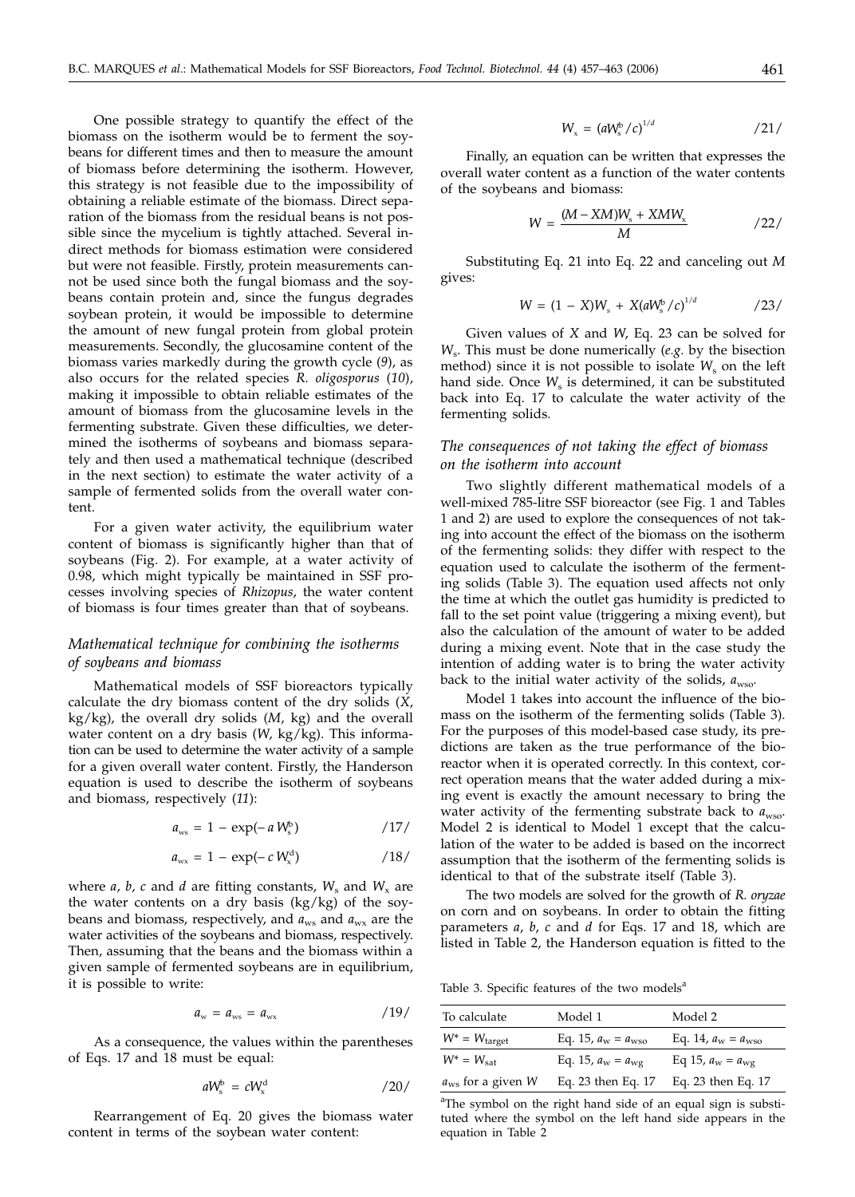One possible strategy to quantify the effect of the biomass on the isotherm would be to ferment the soybeans for different times and then to measure the amount of biomass before determining the isotherm. However, this strategy is not feasible due to the impossibility of obtaining a reliable estimate of the biomass. Direct separation of the biomass from the residual beans is not possible since the mycelium is tightly attached. Several indirect methods for biomass estimation were considered but were not feasible. Firstly, protein measurements cannot be used since both the fungal biomass and the soybeans contain protein and, since the fungus degrades soybean protein, it would be impossible to determine the amount of new fungal protein from global protein measurements. Secondly, the glucosamine content of the biomass varies markedly during the growth cycle (*9*), as also occurs for the related species *R. oligosporus* (*10*), making it impossible to obtain reliable estimates of the amount of biomass from the glucosamine levels in the fermenting substrate. Given these difficulties, we determined the isotherms of soybeans and biomass separately and then used a mathematical technique (described in the next section) to estimate the water activity of a sample of fermented solids from the overall water content.

For a given water activity, the equilibrium water content of biomass is significantly higher than that of soybeans (Fig. 2). For example, at a water activity of 0.98, which might typically be maintained in SSF processes involving species of *Rhizopus*, the water content of biomass is four times greater than that of soybeans.

### *Mathematical technique for combining the isotherms of soybeans and biomass*

Mathematical models of SSF bioreactors typically calculate the dry biomass content of the dry solids ($X$, kg/kg), the overall dry solids ($M$, kg) and the overall water content on a dry basis ($W$, kg/kg). This information can be used to determine the water activity of a sample for a given overall water content. Firstly, the Handerson equation is used to describe the isotherm of soybeans and biomass, respectively (*11*):

$$a_{ws} = 1 - \exp(-a\,W_s^b) \qquad /17/$$

$$a_{wx} = 1 - \exp(-c\,W_x^d) \qquad /18/$$

where $a$, $b$, $c$ and $d$ are fitting constants, $W_s$ and $W_x$ are the water contents on a dry basis (kg/kg) of the soybeans and biomass, respectively, and $a_{ws}$ and $a_{wx}$ are the water activities of the soybeans and biomass, respectively. Then, assuming that the beans and the biomass within a given sample of fermented soybeans are in equilibrium, it is possible to write:

$$a_w = a_{ws} = a_{wx} \qquad /19/$$

As a consequence, the values within the parentheses of Eqs. 17 and 18 must be equal:

$$aW_s^b = cW_x^d \qquad /20/$$

Rearrangement of Eq. 20 gives the biomass water content in terms of the soybean water content:

$$W_x = (aW_s^b/c)^{1/d} \qquad /21/$$

Finally, an equation can be written that expresses the overall water content as a function of the water contents of the soybeans and biomass:

$$W = \frac{(M - XM)W_s + XMW_x}{M} \qquad /22/$$

Substituting Eq. 21 into Eq. 22 and canceling out $M$ gives:

$$W = (1 - X)W_s + X(aW_s^b/c)^{1/d} \qquad /23/$$

Given values of $X$ and $W$, Eq. 23 can be solved for $W_s$. This must be done numerically (*e.g.* by the bisection method) since it is not possible to isolate $W_s$ on the left hand side. Once $W_s$ is determined, it can be substituted back into Eq. 17 to calculate the water activity of the fermenting solids.

### *The consequences of not taking the effect of biomass on the isotherm into account*

Two slightly different mathematical models of a well-mixed 785-litre SSF bioreactor (see Fig. 1 and Tables 1 and 2) are used to explore the consequences of not taking into account the effect of the biomass on the isotherm of the fermenting solids: they differ with respect to the equation used to calculate the isotherm of the fermenting solids (Table 3). The equation used affects not only the time at which the outlet gas humidity is predicted to fall to the set point value (triggering a mixing event), but also the calculation of the amount of water to be added during a mixing event. Note that in the case study the intention of adding water is to bring the water activity back to the initial water activity of the solids, $a_{wso}$.

Model 1 takes into account the influence of the biomass on the isotherm of the fermenting solids (Table 3). For the purposes of this model-based case study, its predictions are taken as the true performance of the bioreactor when it is operated correctly. In this context, correct operation means that the water added during a mixing event is exactly the amount necessary to bring the water activity of the fermenting substrate back to $a_{wso}$. Model 2 is identical to Model 1 except that the calculation of the water to be added is based on the incorrect assumption that the isotherm of the fermenting solids is identical to that of the substrate itself (Table 3).

The two models are solved for the growth of *R. oryzae* on corn and on soybeans. In order to obtain the fitting parameters $a$, $b$, $c$ and $d$ for Eqs. 17 and 18, which are listed in Table 2, the Handerson equation is fitted to the

Table 3. Specific features of the two models[a]

| To calculate | Model 1 | Model 2 |
|---|---|---|
| $W^* = W_{target}$ | Eq. 15, $a_w = a_{wso}$ | Eq. 14, $a_w = a_{wso}$ |
| $W^* = W_{sat}$ | Eq. 15, $a_w = a_{wg}$ | Eq 15, $a_w = a_{wg}$ |
| $a_{ws}$ for a given $W$ | Eq. 23 then Eq. 17 | Eq. 23 then Eq. 17 |

[a]The symbol on the right hand side of an equal sign is substituted where the symbol on the left hand side appears in the equation in Table 2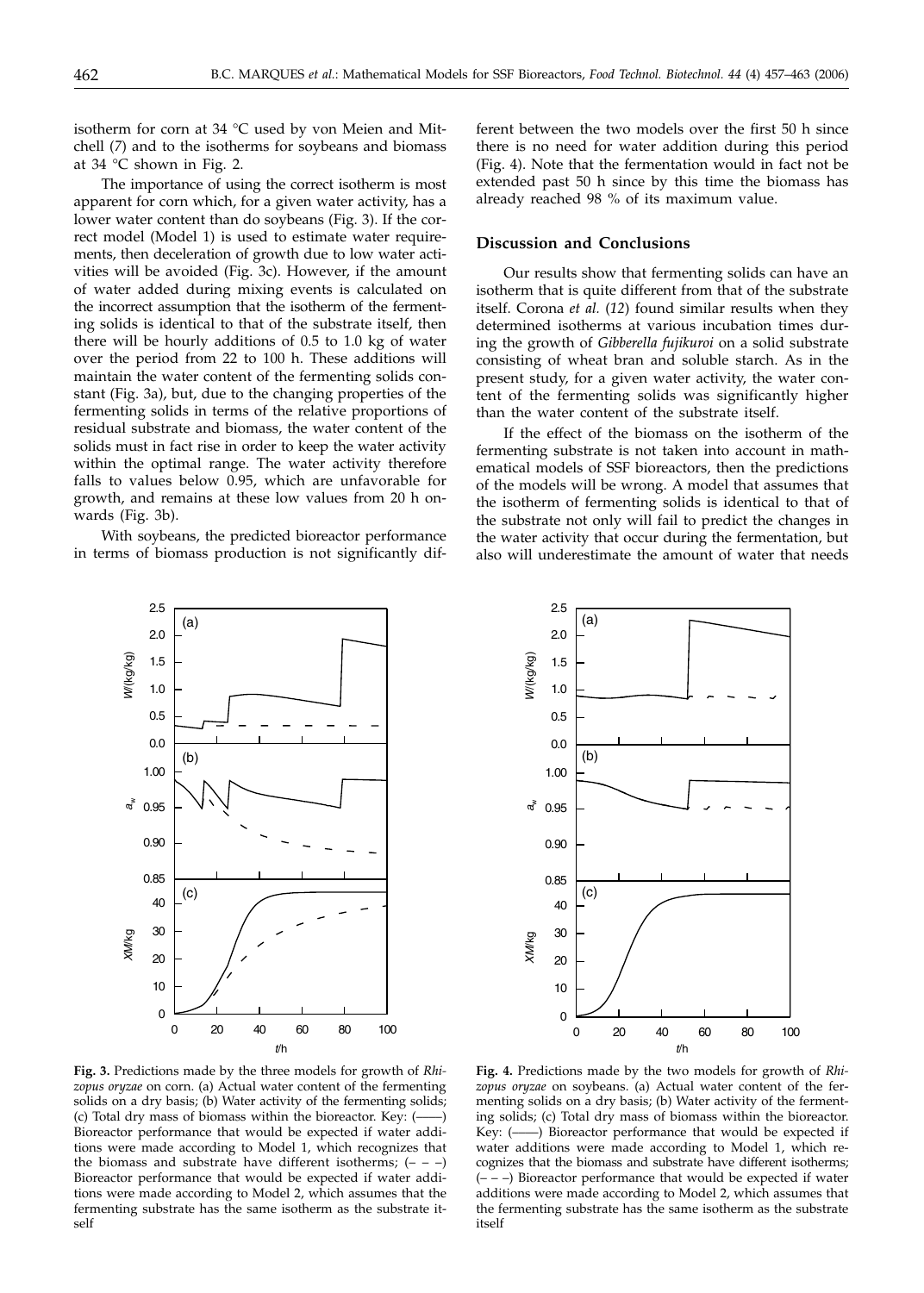isotherm for corn at 34 °C used by von Meien and Mitchell (7) and to the isotherms for soybeans and biomass at 34 °C shown in Fig. 2.

The importance of using the correct isotherm is most apparent for corn which, for a given water activity, has a lower water content than do soybeans (Fig. 3). If the correct model (Model 1) is used to estimate water requirements, then deceleration of growth due to low water activities will be avoided (Fig. 3c). However, if the amount of water added during mixing events is calculated on the incorrect assumption that the isotherm of the fermenting solids is identical to that of the substrate itself, then there will be hourly additions of 0.5 to 1.0 kg of water over the period from 22 to 100 h. These additions will maintain the water content of the fermenting solids constant (Fig. 3a), but, due to the changing properties of the fermenting solids in terms of the relative proportions of residual substrate and biomass, the water content of the solids must in fact rise in order to keep the water activity within the optimal range. The water activity therefore falls to values below 0.95, which are unfavorable for growth, and remains at these low values from 20 h onwards (Fig. 3b).

With soybeans, the predicted bioreactor performance in terms of biomass production is not significantly different between the two models over the first 50 h since there is no need for water addition during this period (Fig. 4). Note that the fermentation would in fact not be extended past 50 h since by this time the biomass has already reached 98 % of its maximum value.

## Discussion and Conclusions

Our results show that fermenting solids can have an isotherm that is quite different from that of the substrate itself. Corona *et al.* (12) found similar results when they determined isotherms at various incubation times during the growth of *Gibberella fujikuroi* on a solid substrate consisting of wheat bran and soluble starch. As in the present study, for a given water activity, the water content of the fermenting solids was significantly higher than the water content of the substrate itself.

If the effect of the biomass on the isotherm of the fermenting substrate is not taken into account in mathematical models of SSF bioreactors, then the predictions of the models will be wrong. A model that assumes that the isotherm of fermenting solids is identical to that of the substrate not only will fail to predict the changes in the water activity that occur during the fermentation, but also will underestimate the amount of water that needs

**Fig. 3.** Predictions made by the three models for growth of *Rhizopus oryzae* on corn. (a) Actual water content of the fermenting solids on a dry basis; (b) Water activity of the fermenting solids; (c) Total dry mass of biomass within the bioreactor. Key: (——) Bioreactor performance that would be expected if water additions were made according to Model 1, which recognizes that the biomass and substrate have different isotherms; (– – –) Bioreactor performance that would be expected if water additions were made according to Model 2, which assumes that the fermenting substrate has the same isotherm as the substrate itself

**Fig. 4.** Predictions made by the two models for growth of *Rhizopus oryzae* on soybeans. (a) Actual water content of the fermenting solids on a dry basis; (b) Water activity of the fermenting solids; (c) Total dry mass of biomass within the bioreactor. Key: (——) Bioreactor performance that would be expected if water additions were made according to Model 1, which recognizes that the biomass and substrate have different isotherms; (– – –) Bioreactor performance that would be expected if water additions were made according to Model 2, which assumes that the fermenting substrate has the same isotherm as the substrate itself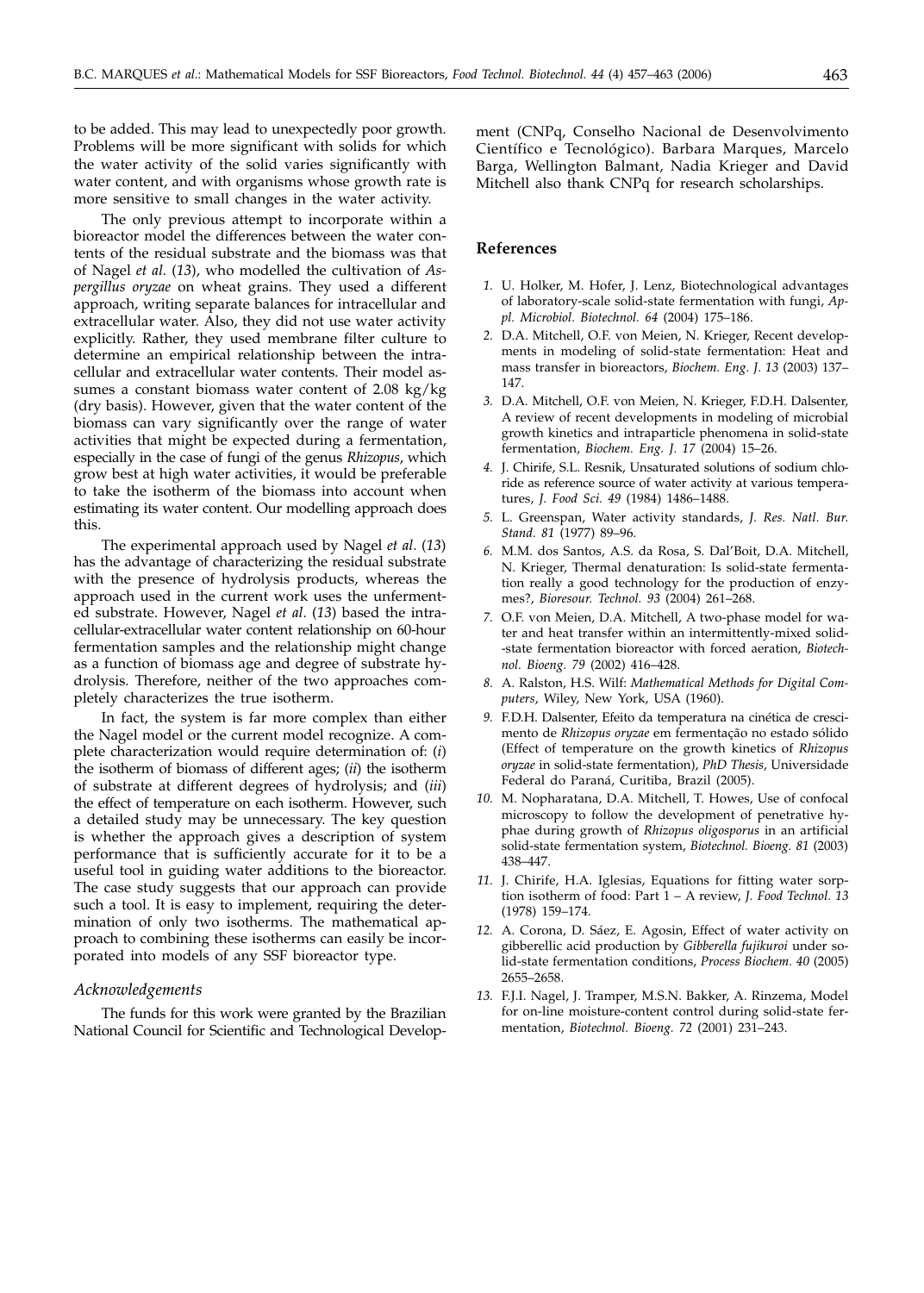to be added. This may lead to unexpectedly poor growth. Problems will be more significant with solids for which the water activity of the solid varies significantly with water content, and with organisms whose growth rate is more sensitive to small changes in the water activity.

The only previous attempt to incorporate within a bioreactor model the differences between the water contents of the residual substrate and the biomass was that of Nagel *et al*. (*13*), who modelled the cultivation of *Aspergillus oryzae* on wheat grains. They used a different approach, writing separate balances for intracellular and extracellular water. Also, they did not use water activity explicitly. Rather, they used membrane filter culture to determine an empirical relationship between the intracellular and extracellular water contents. Their model assumes a constant biomass water content of 2.08 kg/kg (dry basis). However, given that the water content of the biomass can vary significantly over the range of water activities that might be expected during a fermentation, especially in the case of fungi of the genus *Rhizopus*, which grow best at high water activities, it would be preferable to take the isotherm of the biomass into account when estimating its water content. Our modelling approach does this.

The experimental approach used by Nagel *et al*. (*13*) has the advantage of characterizing the residual substrate with the presence of hydrolysis products, whereas the approach used in the current work uses the unfermented substrate. However, Nagel *et al*. (*13*) based the intracellular-extracellular water content relationship on 60-hour fermentation samples and the relationship might change as a function of biomass age and degree of substrate hydrolysis. Therefore, neither of the two approaches completely characterizes the true isotherm.

In fact, the system is far more complex than either the Nagel model or the current model recognize. A complete characterization would require determination of: (*i*) the isotherm of biomass of different ages; (*ii*) the isotherm of substrate at different degrees of hydrolysis; and (*iii*) the effect of temperature on each isotherm. However, such a detailed study may be unnecessary. The key question is whether the approach gives a description of system performance that is sufficiently accurate for it to be a useful tool in guiding water additions to the bioreactor. The case study suggests that our approach can provide such a tool. It is easy to implement, requiring the determination of only two isotherms. The mathematical approach to combining these isotherms can easily be incorporated into models of any SSF bioreactor type.

### *Acknowledgements*

The funds for this work were granted by the Brazilian National Council for Scientific and Technological Development (CNPq, Conselho Nacional de Desenvolvimento Científico e Tecnológico). Barbara Marques, Marcelo Barga, Wellington Balmant, Nadia Krieger and David Mitchell also thank CNPq for research scholarships.

## References

1. U. Holker, M. Hofer, J. Lenz, Biotechnological advantages of laboratory-scale solid-state fermentation with fungi, *Appl. Microbiol. Biotechnol. 64* (2004) 175–186.
2. D.A. Mitchell, O.F. von Meien, N. Krieger, Recent developments in modeling of solid-state fermentation: Heat and mass transfer in bioreactors, *Biochem. Eng. J. 13* (2003) 137–147.
3. D.A. Mitchell, O.F. von Meien, N. Krieger, F.D.H. Dalsenter, A review of recent developments in modeling of microbial growth kinetics and intraparticle phenomena in solid-state fermentation, *Biochem. Eng. J. 17* (2004) 15–26.
4. J. Chirife, S.L. Resnik, Unsaturated solutions of sodium chloride as reference source of water activity at various temperatures, *J. Food Sci. 49* (1984) 1486–1488.
5. L. Greenspan, Water activity standards, *J. Res. Natl. Bur. Stand. 81* (1977) 89–96.
6. M.M. dos Santos, A.S. da Rosa, S. Dal'Boit, D.A. Mitchell, N. Krieger, Thermal denaturation: Is solid-state fermentation really a good technology for the production of enzymes?, *Bioresour. Technol. 93* (2004) 261–268.
7. O.F. von Meien, D.A. Mitchell, A two-phase model for water and heat transfer within an intermittently-mixed solid-state fermentation bioreactor with forced aeration, *Biotechnol. Bioeng. 79* (2002) 416–428.
8. A. Ralston, H.S. Wilf: *Mathematical Methods for Digital Computers*, Wiley, New York, USA (1960).
9. F.D.H. Dalsenter, Efeito da temperatura na cinética de crescimento de *Rhizopus oryzae* em fermentação no estado sólido (Effect of temperature on the growth kinetics of *Rhizopus oryzae* in solid-state fermentation), *PhD Thesis*, Universidade Federal do Paraná, Curitiba, Brazil (2005).
10. M. Nopharatana, D.A. Mitchell, T. Howes, Use of confocal microscopy to follow the development of penetrative hyphae during growth of *Rhizopus oligosporus* in an artificial solid-state fermentation system, *Biotechnol. Bioeng. 81* (2003) 438–447.
11. J. Chirife, H.A. Iglesias, Equations for fitting water sorption isotherm of food: Part 1 – A review, *J. Food Technol. 13* (1978) 159–174.
12. A. Corona, D. Sáez, E. Agosin, Effect of water activity on gibberellic acid production by *Gibberella fujikuroi* under solid-state fermentation conditions, *Process Biochem. 40* (2005) 2655–2658.
13. F.J.I. Nagel, J. Tramper, M.S.N. Bakker, A. Rinzema, Model for on-line moisture-content control during solid-state fermentation, *Biotechnol. Bioeng. 72* (2001) 231–243.